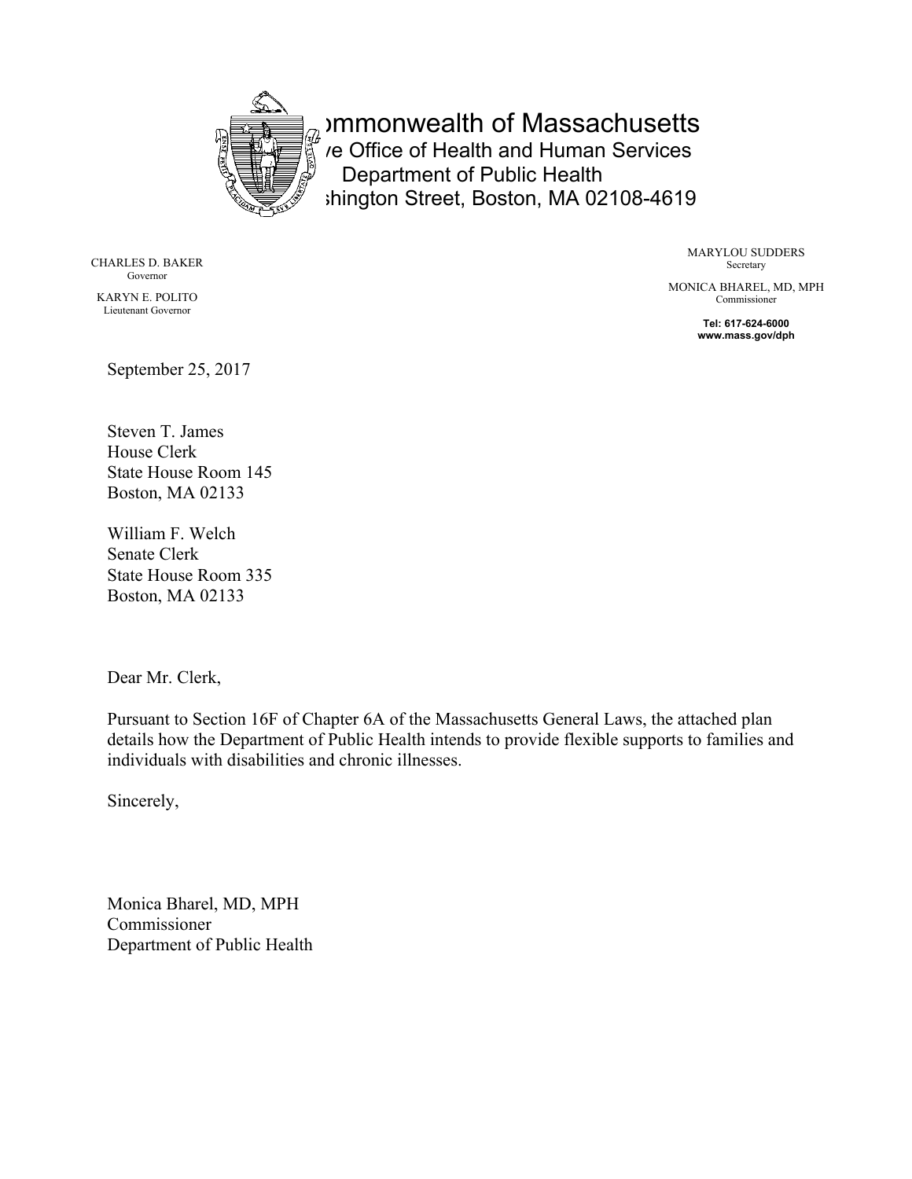# ommonwealth of Massachusetts
## ve Office of Health and Human Services
## Department of Public Health
## shington Street, Boston, MA 02108-4619

CHARLES D. BAKER
Governor

KARYN E. POLITO
Lieutenant Governor

MARYLOU SUDDERS
Secretary

MONICA BHAREL, MD, MPH
Commissioner

**Tel: 617-624-6000**
**www.mass.gov/dph**

September 25, 2017

Steven T. James
House Clerk
State House Room 145
Boston, MA 02133

William F. Welch
Senate Clerk
State House Room 335
Boston, MA 02133

Dear Mr. Clerk,

Pursuant to Section 16F of Chapter 6A of the Massachusetts General Laws, the attached plan details how the Department of Public Health intends to provide flexible supports to families and individuals with disabilities and chronic illnesses.

Sincerely,

Monica Bharel, MD, MPH
Commissioner
Department of Public Health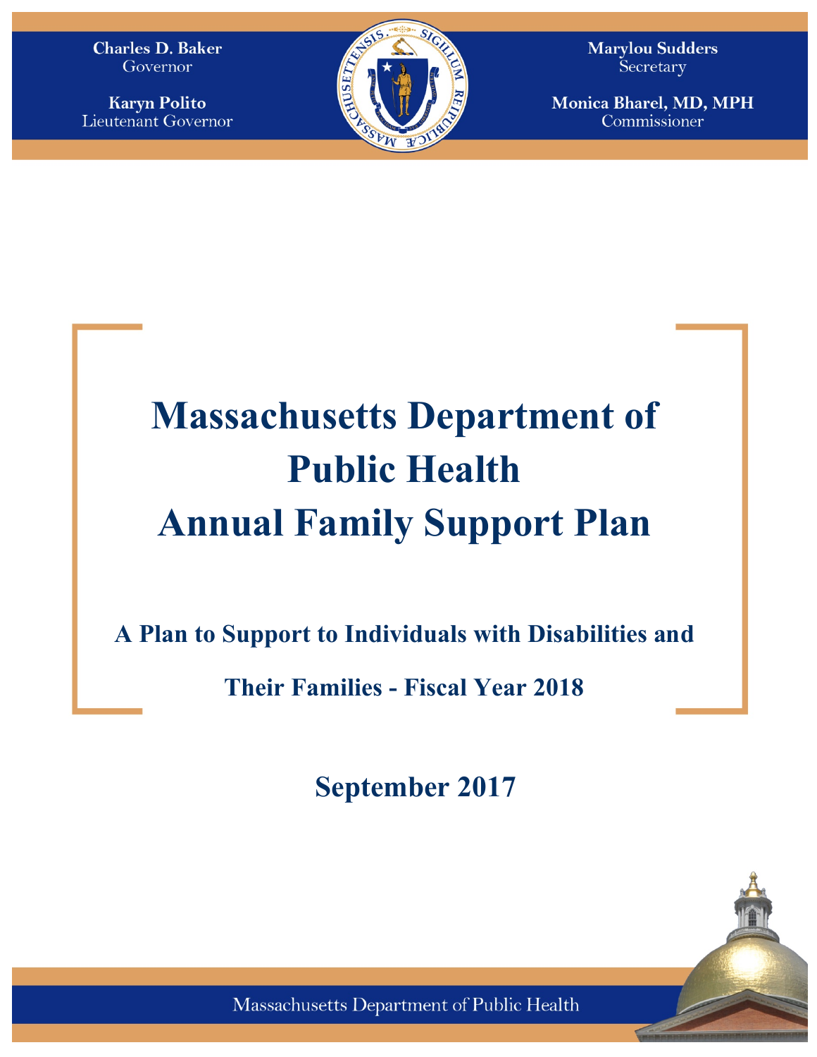Charles D. Baker
Governor

Karyn Polito
Lieutenant Governor

Marylou Sudders
Secretary

Monica Bharel, MD, MPH
Commissioner

# Massachusetts Department of Public Health Annual Family Support Plan

## A Plan to Support to Individuals with Disabilities and Their Families - Fiscal Year 2018

**September 2017**

Massachusetts Department of Public Health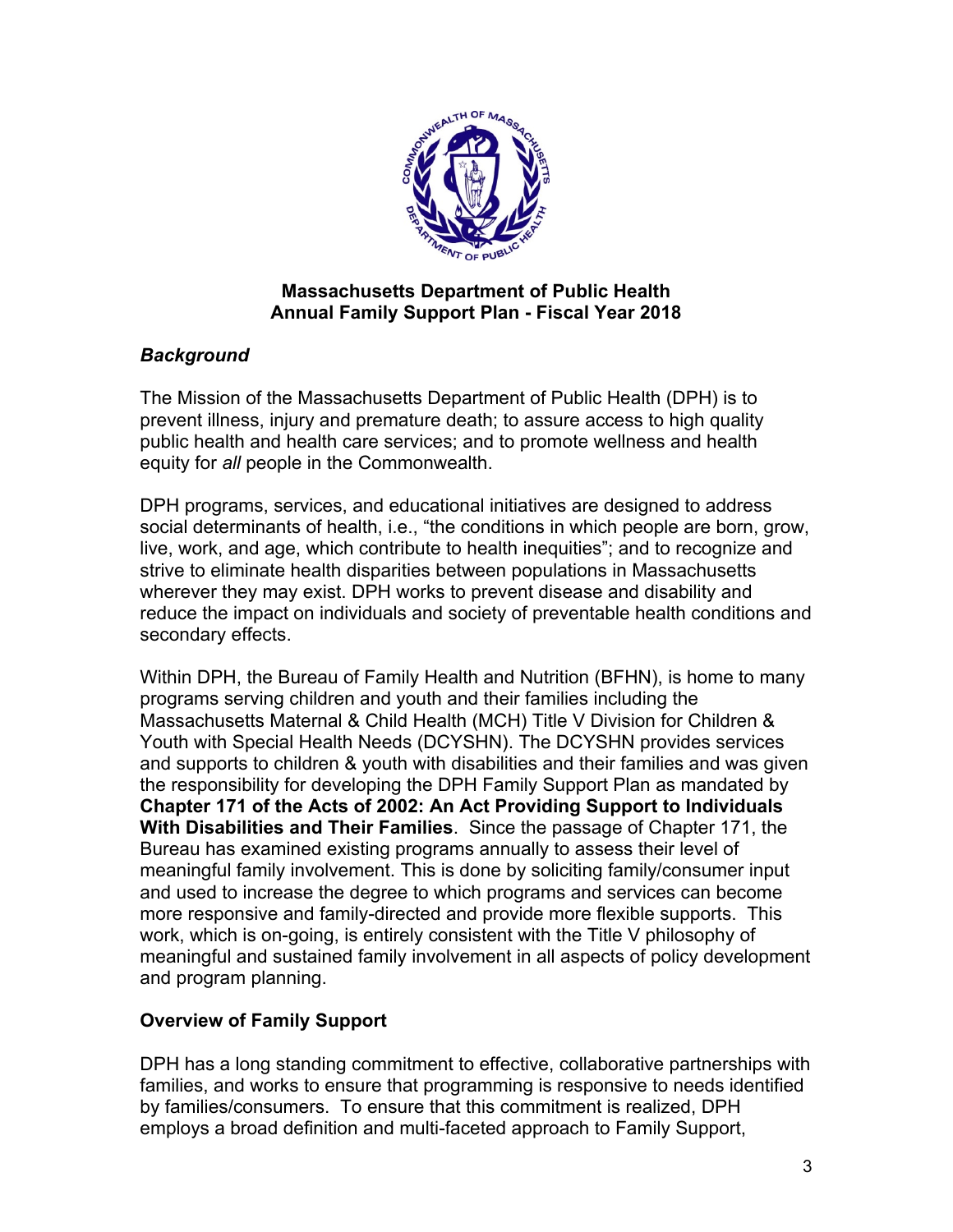**Massachusetts Department of Public Health**
**Annual Family Support Plan - Fiscal Year 2018**

## *Background*

The Mission of the Massachusetts Department of Public Health (DPH) is to prevent illness, injury and premature death; to assure access to high quality public health and health care services; and to promote wellness and health equity for *all* people in the Commonwealth.

DPH programs, services, and educational initiatives are designed to address social determinants of health, i.e., "the conditions in which people are born, grow, live, work, and age, which contribute to health inequities"; and to recognize and strive to eliminate health disparities between populations in Massachusetts wherever they may exist. DPH works to prevent disease and disability and reduce the impact on individuals and society of preventable health conditions and secondary effects.

Within DPH, the Bureau of Family Health and Nutrition (BFHN), is home to many programs serving children and youth and their families including the Massachusetts Maternal & Child Health (MCH) Title V Division for Children & Youth with Special Health Needs (DCYSHN). The DCYSHN provides services and supports to children & youth with disabilities and their families and was given the responsibility for developing the DPH Family Support Plan as mandated by **Chapter 171 of the Acts of 2002: An Act Providing Support to Individuals With Disabilities and Their Families**. Since the passage of Chapter 171, the Bureau has examined existing programs annually to assess their level of meaningful family involvement. This is done by soliciting family/consumer input and used to increase the degree to which programs and services can become more responsive and family-directed and provide more flexible supports. This work, which is on-going, is entirely consistent with the Title V philosophy of meaningful and sustained family involvement in all aspects of policy development and program planning.

## Overview of Family Support

DPH has a long standing commitment to effective, collaborative partnerships with families, and works to ensure that programming is responsive to needs identified by families/consumers. To ensure that this commitment is realized, DPH employs a broad definition and multi-faceted approach to Family Support,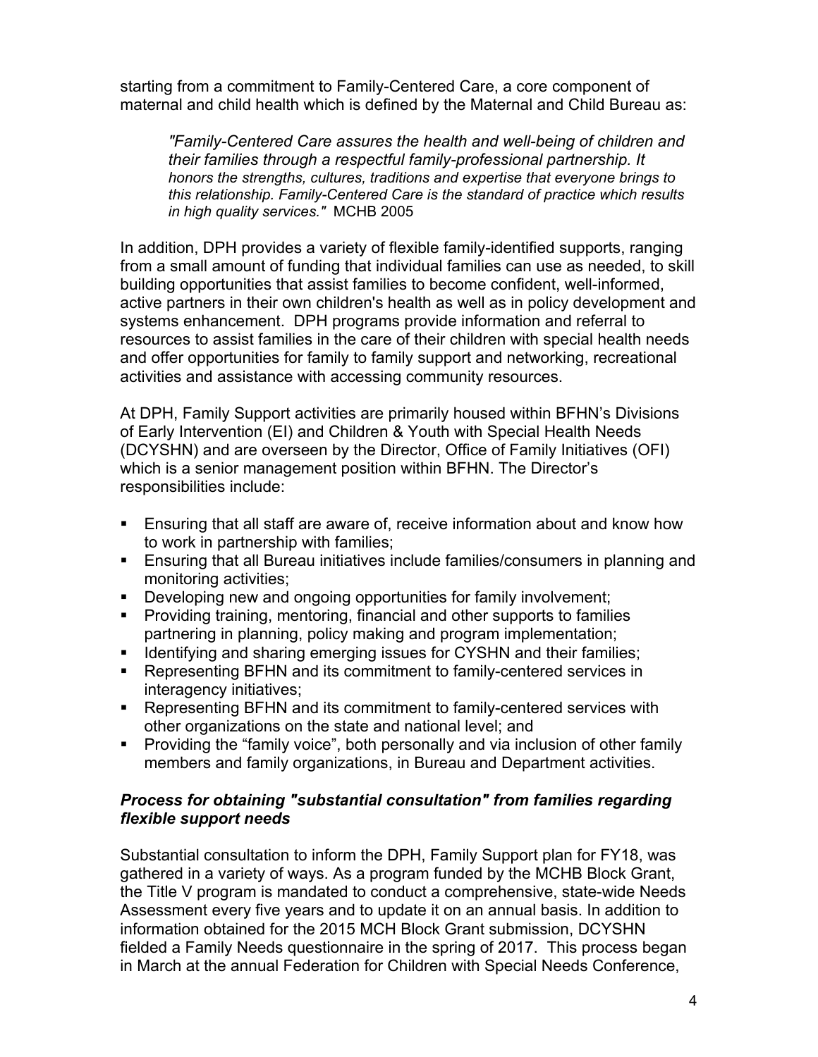starting from a commitment to Family-Centered Care, a core component of maternal and child health which is defined by the Maternal and Child Bureau as:

> *"Family-Centered Care assures the health and well-being of children and their families through a respectful family-professional partnership. It honors the strengths, cultures, traditions and expertise that everyone brings to this relationship. Family-Centered Care is the standard of practice which results in high quality services."* MCHB 2005

In addition, DPH provides a variety of flexible family-identified supports, ranging from a small amount of funding that individual families can use as needed, to skill building opportunities that assist families to become confident, well-informed, active partners in their own children's health as well as in policy development and systems enhancement. DPH programs provide information and referral to resources to assist families in the care of their children with special health needs and offer opportunities for family to family support and networking, recreational activities and assistance with accessing community resources.

At DPH, Family Support activities are primarily housed within BFHN's Divisions of Early Intervention (EI) and Children & Youth with Special Health Needs (DCYSHN) and are overseen by the Director, Office of Family Initiatives (OFI) which is a senior management position within BFHN. The Director's responsibilities include:

- Ensuring that all staff are aware of, receive information about and know how to work in partnership with families;
- Ensuring that all Bureau initiatives include families/consumers in planning and monitoring activities;
- Developing new and ongoing opportunities for family involvement;
- Providing training, mentoring, financial and other supports to families partnering in planning, policy making and program implementation;
- Identifying and sharing emerging issues for CYSHN and their families;
- Representing BFHN and its commitment to family-centered services in interagency initiatives;
- Representing BFHN and its commitment to family-centered services with other organizations on the state and national level; and
- Providing the "family voice", both personally and via inclusion of other family members and family organizations, in Bureau and Department activities.

### *Process for obtaining "substantial consultation" from families regarding flexible support needs*

Substantial consultation to inform the DPH, Family Support plan for FY18, was gathered in a variety of ways. As a program funded by the MCHB Block Grant, the Title V program is mandated to conduct a comprehensive, state-wide Needs Assessment every five years and to update it on an annual basis. In addition to information obtained for the 2015 MCH Block Grant submission, DCYSHN fielded a Family Needs questionnaire in the spring of 2017. This process began in March at the annual Federation for Children with Special Needs Conference,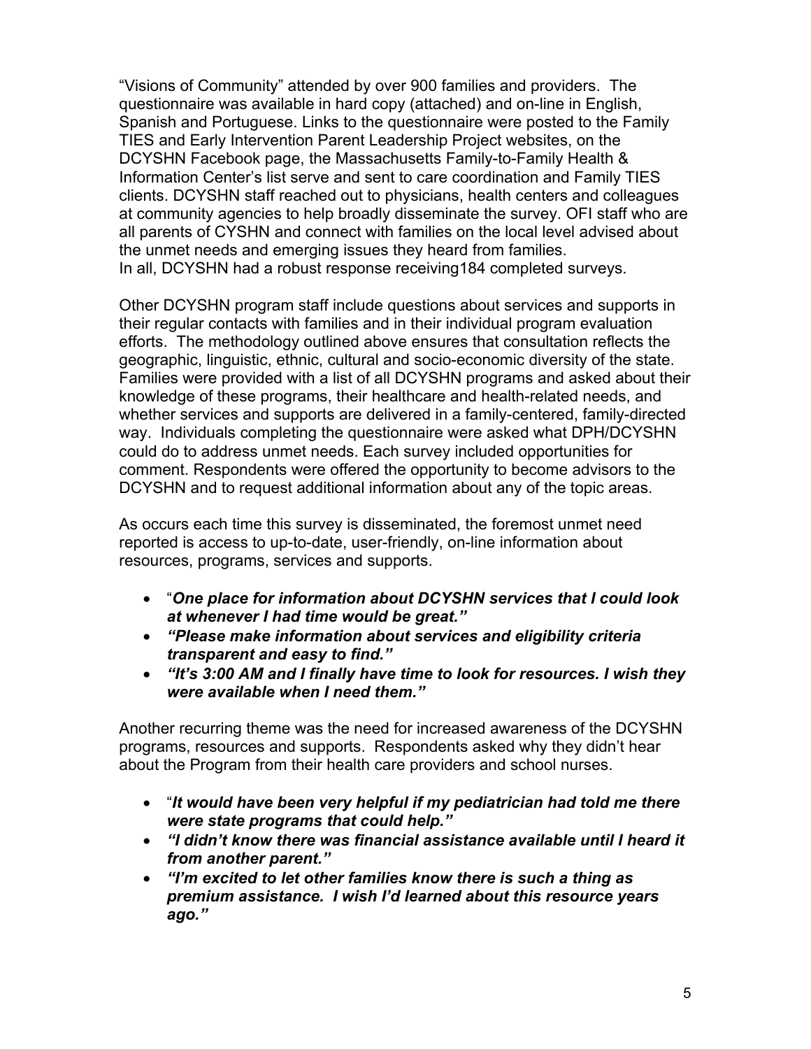"Visions of Community" attended by over 900 families and providers. The questionnaire was available in hard copy (attached) and on-line in English, Spanish and Portuguese. Links to the questionnaire were posted to the Family TIES and Early Intervention Parent Leadership Project websites, on the DCYSHN Facebook page, the Massachusetts Family-to-Family Health & Information Center's list serve and sent to care coordination and Family TIES clients. DCYSHN staff reached out to physicians, health centers and colleagues at community agencies to help broadly disseminate the survey. OFI staff who are all parents of CYSHN and connect with families on the local level advised about the unmet needs and emerging issues they heard from families.
In all, DCYSHN had a robust response receiving184 completed surveys.

Other DCYSHN program staff include questions about services and supports in their regular contacts with families and in their individual program evaluation efforts. The methodology outlined above ensures that consultation reflects the geographic, linguistic, ethnic, cultural and socio-economic diversity of the state. Families were provided with a list of all DCYSHN programs and asked about their knowledge of these programs, their healthcare and health-related needs, and whether services and supports are delivered in a family-centered, family-directed way. Individuals completing the questionnaire were asked what DPH/DCYSHN could do to address unmet needs. Each survey included opportunities for comment. Respondents were offered the opportunity to become advisors to the DCYSHN and to request additional information about any of the topic areas.

As occurs each time this survey is disseminated, the foremost unmet need reported is access to up-to-date, user-friendly, on-line information about resources, programs, services and supports.

- "***One place for information about DCYSHN services that I could look at whenever I had time would be great."***
- ***"Please make information about services and eligibility criteria transparent and easy to find."***
- ***"It's 3:00 AM and I finally have time to look for resources. I wish they were available when I need them."***

Another recurring theme was the need for increased awareness of the DCYSHN programs, resources and supports. Respondents asked why they didn't hear about the Program from their health care providers and school nurses.

- "***It would have been very helpful if my pediatrician had told me there were state programs that could help."***
- ***"I didn't know there was financial assistance available until I heard it from another parent."***
- ***"I'm excited to let other families know there is such a thing as premium assistance. I wish I'd learned about this resource years ago."***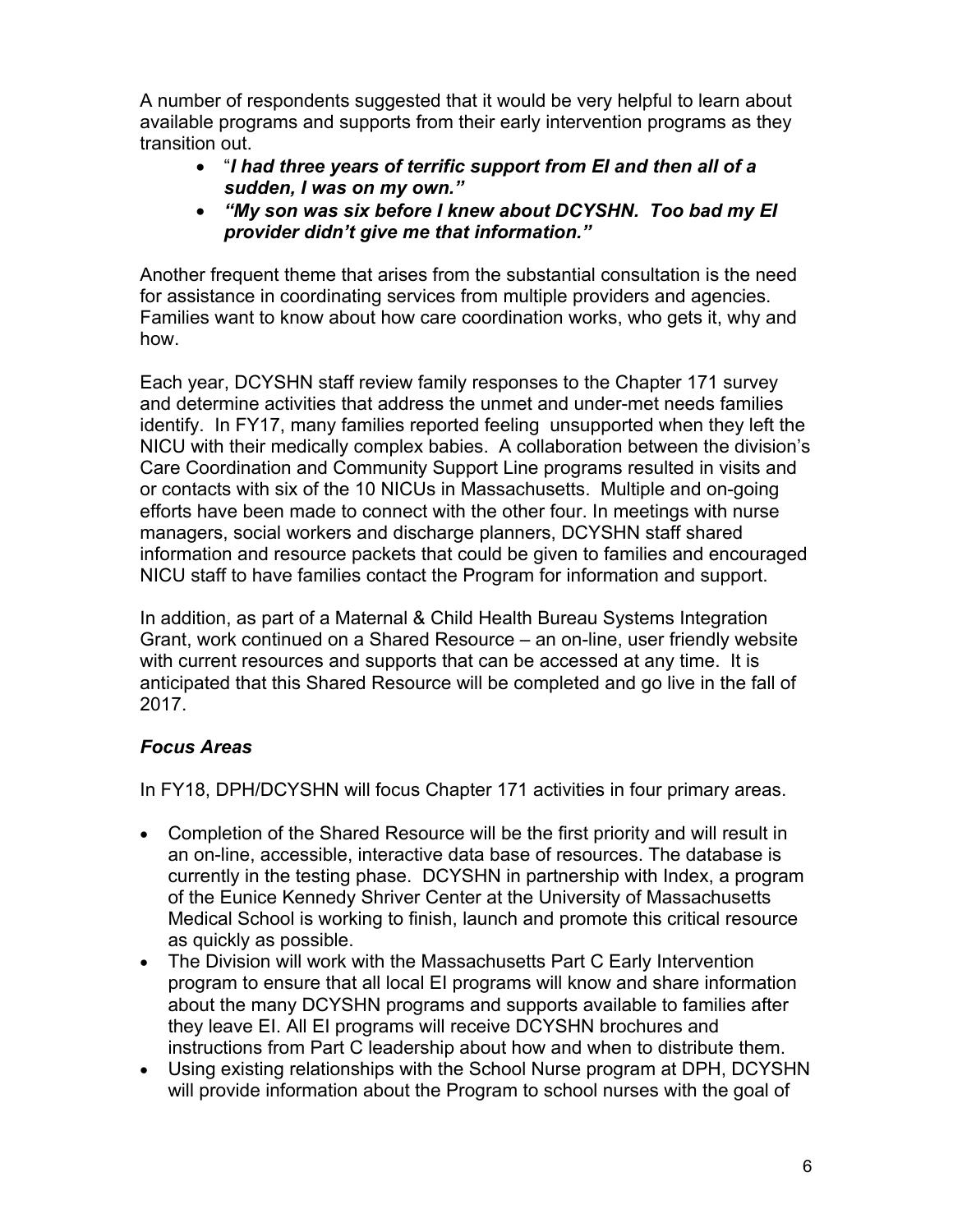A number of respondents suggested that it would be very helpful to learn about available programs and supports from their early intervention programs as they transition out.

- "***I had three years of terrific support from EI and then all of a sudden, I was on my own."***
- ***"My son was six before I knew about DCYSHN. Too bad my EI provider didn't give me that information."***

Another frequent theme that arises from the substantial consultation is the need for assistance in coordinating services from multiple providers and agencies. Families want to know about how care coordination works, who gets it, why and how.

Each year, DCYSHN staff review family responses to the Chapter 171 survey and determine activities that address the unmet and under-met needs families identify. In FY17, many families reported feeling unsupported when they left the NICU with their medically complex babies. A collaboration between the division's Care Coordination and Community Support Line programs resulted in visits and or contacts with six of the 10 NICUs in Massachusetts. Multiple and on-going efforts have been made to connect with the other four. In meetings with nurse managers, social workers and discharge planners, DCYSHN staff shared information and resource packets that could be given to families and encouraged NICU staff to have families contact the Program for information and support.

In addition, as part of a Maternal & Child Health Bureau Systems Integration Grant, work continued on a Shared Resource – an on-line, user friendly website with current resources and supports that can be accessed at any time. It is anticipated that this Shared Resource will be completed and go live in the fall of 2017.

### *Focus Areas*

In FY18, DPH/DCYSHN will focus Chapter 171 activities in four primary areas.

- Completion of the Shared Resource will be the first priority and will result in an on-line, accessible, interactive data base of resources. The database is currently in the testing phase. DCYSHN in partnership with Index, a program of the Eunice Kennedy Shriver Center at the University of Massachusetts Medical School is working to finish, launch and promote this critical resource as quickly as possible.
- The Division will work with the Massachusetts Part C Early Intervention program to ensure that all local EI programs will know and share information about the many DCYSHN programs and supports available to families after they leave EI. All EI programs will receive DCYSHN brochures and instructions from Part C leadership about how and when to distribute them.
- Using existing relationships with the School Nurse program at DPH, DCYSHN will provide information about the Program to school nurses with the goal of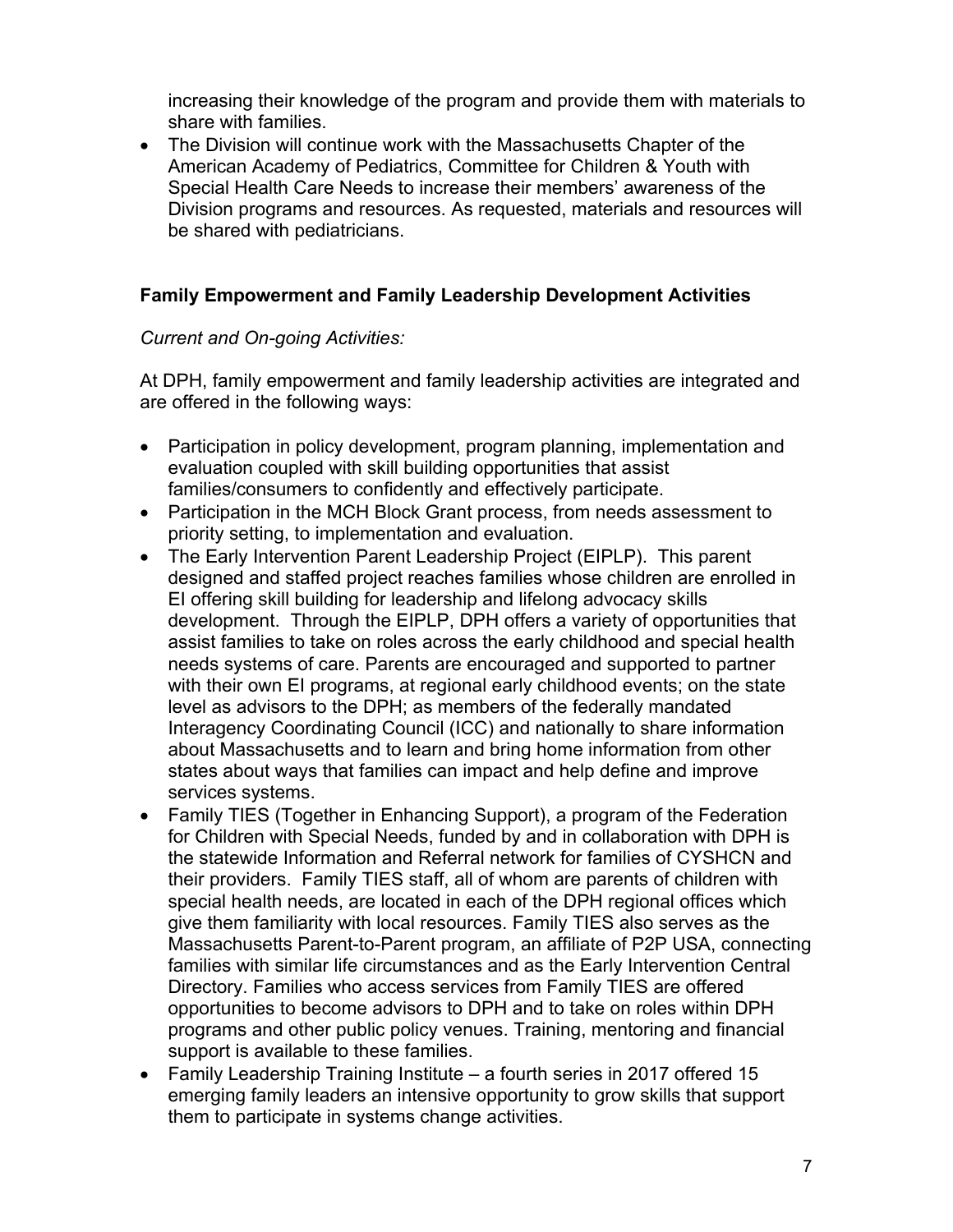increasing their knowledge of the program and provide them with materials to share with families.

- The Division will continue work with the Massachusetts Chapter of the American Academy of Pediatrics, Committee for Children & Youth with Special Health Care Needs to increase their members' awareness of the Division programs and resources. As requested, materials and resources will be shared with pediatricians.

**Family Empowerment and Family Leadership Development Activities**

*Current and On-going Activities:*

At DPH, family empowerment and family leadership activities are integrated and are offered in the following ways:

- Participation in policy development, program planning, implementation and evaluation coupled with skill building opportunities that assist families/consumers to confidently and effectively participate.
- Participation in the MCH Block Grant process, from needs assessment to priority setting, to implementation and evaluation.
- The Early Intervention Parent Leadership Project (EIPLP). This parent designed and staffed project reaches families whose children are enrolled in EI offering skill building for leadership and lifelong advocacy skills development. Through the EIPLP, DPH offers a variety of opportunities that assist families to take on roles across the early childhood and special health needs systems of care. Parents are encouraged and supported to partner with their own EI programs, at regional early childhood events; on the state level as advisors to the DPH; as members of the federally mandated Interagency Coordinating Council (ICC) and nationally to share information about Massachusetts and to learn and bring home information from other states about ways that families can impact and help define and improve services systems.
- Family TIES (Together in Enhancing Support), a program of the Federation for Children with Special Needs, funded by and in collaboration with DPH is the statewide Information and Referral network for families of CYSHCN and their providers. Family TIES staff, all of whom are parents of children with special health needs, are located in each of the DPH regional offices which give them familiarity with local resources. Family TIES also serves as the Massachusetts Parent-to-Parent program, an affiliate of P2P USA, connecting families with similar life circumstances and as the Early Intervention Central Directory. Families who access services from Family TIES are offered opportunities to become advisors to DPH and to take on roles within DPH programs and other public policy venues. Training, mentoring and financial support is available to these families.
- Family Leadership Training Institute – a fourth series in 2017 offered 15 emerging family leaders an intensive opportunity to grow skills that support them to participate in systems change activities.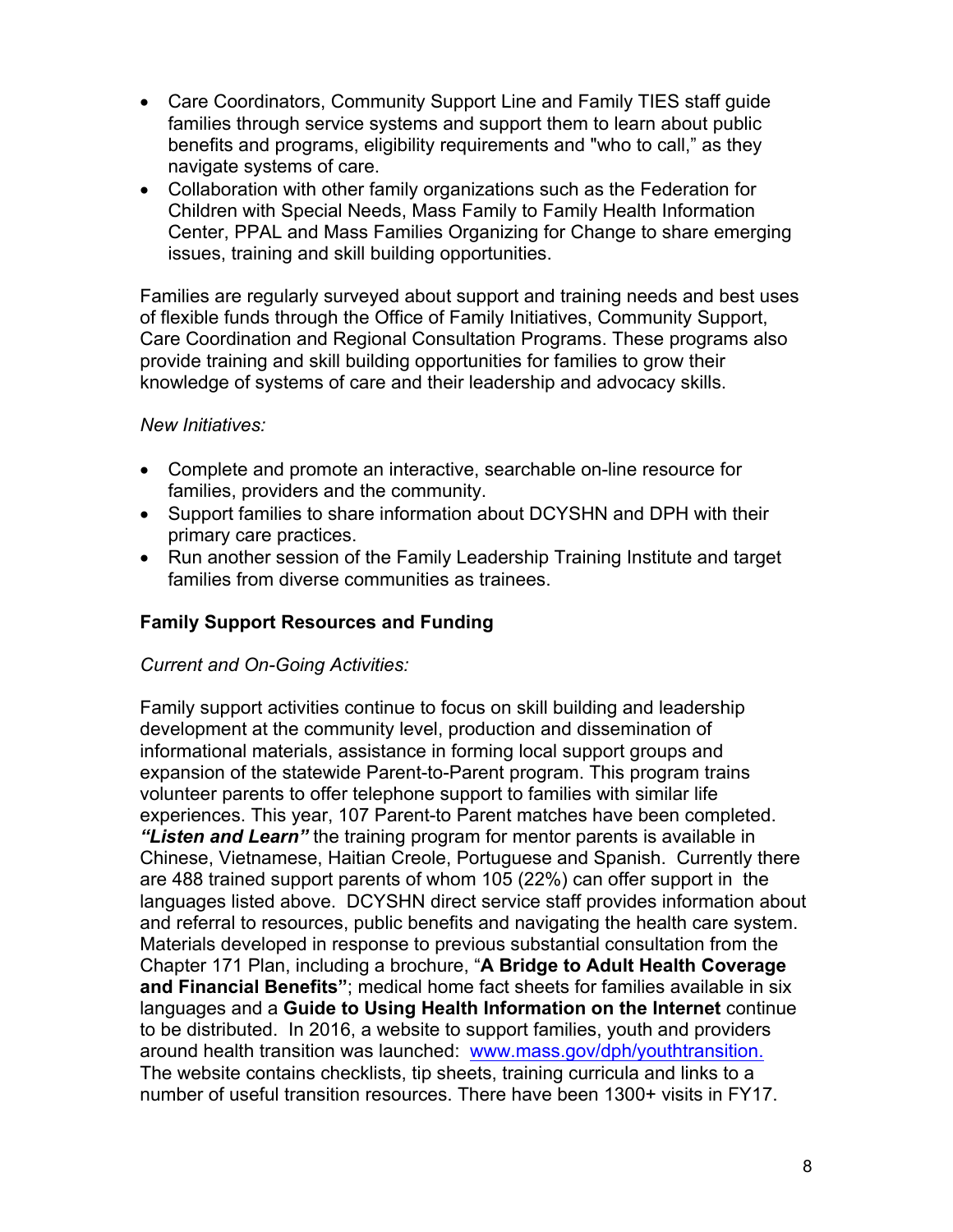- Care Coordinators, Community Support Line and Family TIES staff guide families through service systems and support them to learn about public benefits and programs, eligibility requirements and "who to call," as they navigate systems of care.
- Collaboration with other family organizations such as the Federation for Children with Special Needs, Mass Family to Family Health Information Center, PPAL and Mass Families Organizing for Change to share emerging issues, training and skill building opportunities.

Families are regularly surveyed about support and training needs and best uses of flexible funds through the Office of Family Initiatives, Community Support, Care Coordination and Regional Consultation Programs. These programs also provide training and skill building opportunities for families to grow their knowledge of systems of care and their leadership and advocacy skills.

*New Initiatives:*

- Complete and promote an interactive, searchable on-line resource for families, providers and the community.
- Support families to share information about DCYSHN and DPH with their primary care practices.
- Run another session of the Family Leadership Training Institute and target families from diverse communities as trainees.

**Family Support Resources and Funding**

*Current and On-Going Activities:*

Family support activities continue to focus on skill building and leadership development at the community level, production and dissemination of informational materials, assistance in forming local support groups and expansion of the statewide Parent-to-Parent program. This program trains volunteer parents to offer telephone support to families with similar life experiences. This year, 107 Parent-to Parent matches have been completed. ***"Listen and Learn"*** the training program for mentor parents is available in Chinese, Vietnamese, Haitian Creole, Portuguese and Spanish. Currently there are 488 trained support parents of whom 105 (22%) can offer support in the languages listed above. DCYSHN direct service staff provides information about and referral to resources, public benefits and navigating the health care system. Materials developed in response to previous substantial consultation from the Chapter 171 Plan, including a brochure, "**A Bridge to Adult Health Coverage and Financial Benefits"**; medical home fact sheets for families available in six languages and a **Guide to Using Health Information on the Internet** continue to be distributed. In 2016, a website to support families, youth and providers around health transition was launched: www.mass.gov/dph/youthtransition. The website contains checklists, tip sheets, training curricula and links to a number of useful transition resources. There have been 1300+ visits in FY17.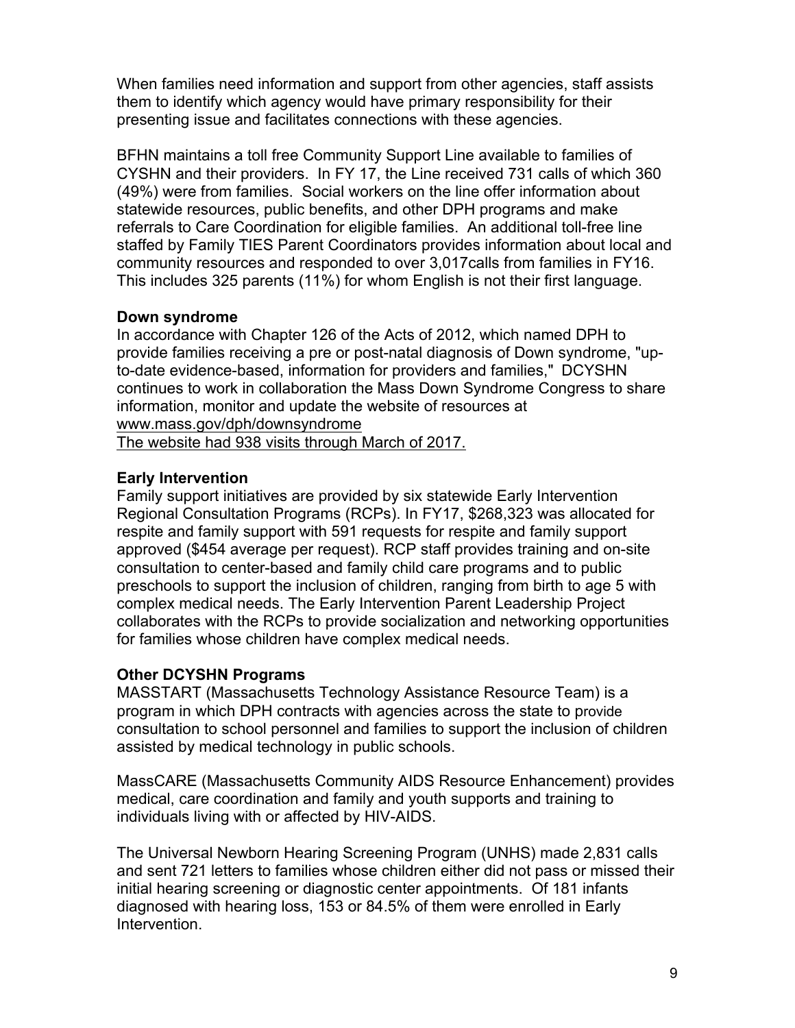When families need information and support from other agencies, staff assists them to identify which agency would have primary responsibility for their presenting issue and facilitates connections with these agencies.

BFHN maintains a toll free Community Support Line available to families of CYSHN and their providers. In FY 17, the Line received 731 calls of which 360 (49%) were from families. Social workers on the line offer information about statewide resources, public benefits, and other DPH programs and make referrals to Care Coordination for eligible families. An additional toll-free line staffed by Family TIES Parent Coordinators provides information about local and community resources and responded to over 3,017calls from families in FY16. This includes 325 parents (11%) for whom English is not their first language.

**Down syndrome**

In accordance with Chapter 126 of the Acts of 2012, which named DPH to provide families receiving a pre or post-natal diagnosis of Down syndrome, "up-to-date evidence-based, information for providers and families," DCYSHN continues to work in collaboration the Mass Down Syndrome Congress to share information, monitor and update the website of resources at www.mass.gov/dph/downsyndrome
The website had 938 visits through March of 2017.

**Early Intervention**

Family support initiatives are provided by six statewide Early Intervention Regional Consultation Programs (RCPs). In FY17, $268,323 was allocated for respite and family support with 591 requests for respite and family support approved ($454 average per request). RCP staff provides training and on-site consultation to center-based and family child care programs and to public preschools to support the inclusion of children, ranging from birth to age 5 with complex medical needs. The Early Intervention Parent Leadership Project collaborates with the RCPs to provide socialization and networking opportunities for families whose children have complex medical needs.

**Other DCYSHN Programs**

MASSTART (Massachusetts Technology Assistance Resource Team) is a program in which DPH contracts with agencies across the state to provide consultation to school personnel and families to support the inclusion of children assisted by medical technology in public schools.

MassCARE (Massachusetts Community AIDS Resource Enhancement) provides medical, care coordination and family and youth supports and training to individuals living with or affected by HIV-AIDS.

The Universal Newborn Hearing Screening Program (UNHS) made 2,831 calls and sent 721 letters to families whose children either did not pass or missed their initial hearing screening or diagnostic center appointments. Of 181 infants diagnosed with hearing loss, 153 or 84.5% of them were enrolled in Early Intervention.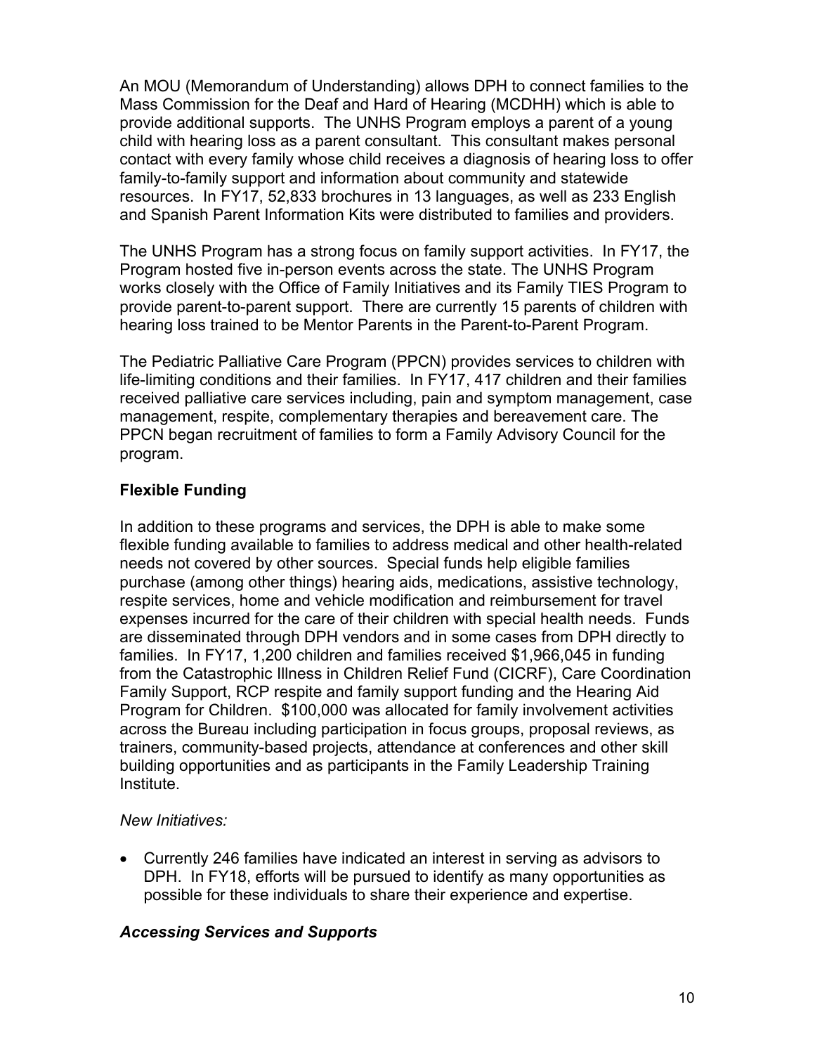An MOU (Memorandum of Understanding) allows DPH to connect families to the Mass Commission for the Deaf and Hard of Hearing (MCDHH) which is able to provide additional supports. The UNHS Program employs a parent of a young child with hearing loss as a parent consultant. This consultant makes personal contact with every family whose child receives a diagnosis of hearing loss to offer family-to-family support and information about community and statewide resources. In FY17, 52,833 brochures in 13 languages, as well as 233 English and Spanish Parent Information Kits were distributed to families and providers.

The UNHS Program has a strong focus on family support activities. In FY17, the Program hosted five in-person events across the state. The UNHS Program works closely with the Office of Family Initiatives and its Family TIES Program to provide parent-to-parent support. There are currently 15 parents of children with hearing loss trained to be Mentor Parents in the Parent-to-Parent Program.

The Pediatric Palliative Care Program (PPCN) provides services to children with life-limiting conditions and their families. In FY17, 417 children and their families received palliative care services including, pain and symptom management, case management, respite, complementary therapies and bereavement care. The PPCN began recruitment of families to form a Family Advisory Council for the program.

**Flexible Funding**

In addition to these programs and services, the DPH is able to make some flexible funding available to families to address medical and other health-related needs not covered by other sources. Special funds help eligible families purchase (among other things) hearing aids, medications, assistive technology, respite services, home and vehicle modification and reimbursement for travel expenses incurred for the care of their children with special health needs. Funds are disseminated through DPH vendors and in some cases from DPH directly to families. In FY17, 1,200 children and families received $1,966,045 in funding from the Catastrophic Illness in Children Relief Fund (CICRF), Care Coordination Family Support, RCP respite and family support funding and the Hearing Aid Program for Children. $100,000 was allocated for family involvement activities across the Bureau including participation in focus groups, proposal reviews, as trainers, community-based projects, attendance at conferences and other skill building opportunities and as participants in the Family Leadership Training Institute.

*New Initiatives:*

- Currently 246 families have indicated an interest in serving as advisors to DPH. In FY18, efforts will be pursued to identify as many opportunities as possible for these individuals to share their experience and expertise.

***Accessing Services and Supports***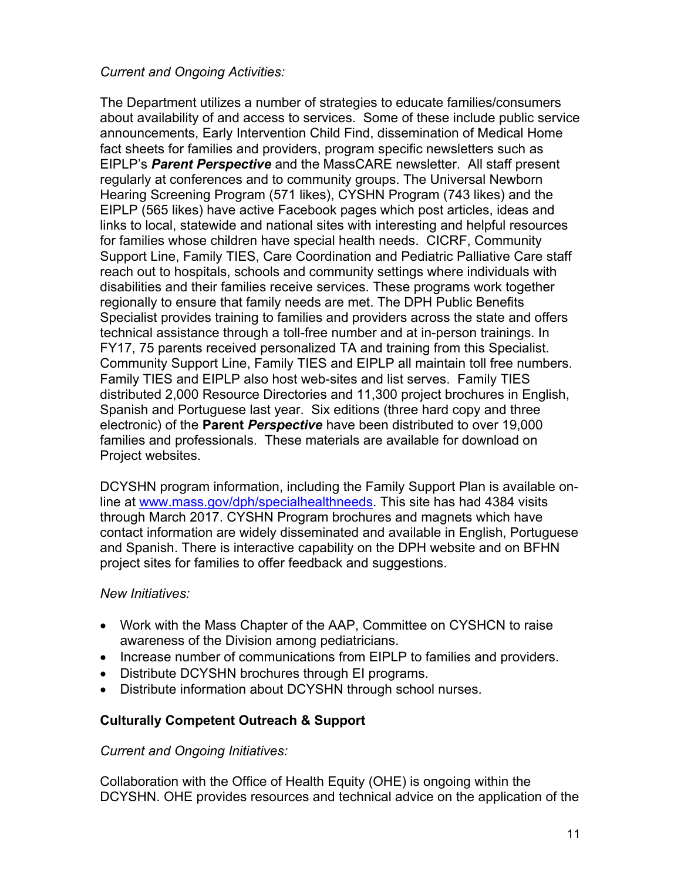*Current and Ongoing Activities:*

The Department utilizes a number of strategies to educate families/consumers about availability of and access to services. Some of these include public service announcements, Early Intervention Child Find, dissemination of Medical Home fact sheets for families and providers, program specific newsletters such as EIPLP's ***Parent Perspective*** and the MassCARE newsletter. All staff present regularly at conferences and to community groups. The Universal Newborn Hearing Screening Program (571 likes), CYSHN Program (743 likes) and the EIPLP (565 likes) have active Facebook pages which post articles, ideas and links to local, statewide and national sites with interesting and helpful resources for families whose children have special health needs. CICRF, Community Support Line, Family TIES, Care Coordination and Pediatric Palliative Care staff reach out to hospitals, schools and community settings where individuals with disabilities and their families receive services. These programs work together regionally to ensure that family needs are met. The DPH Public Benefits Specialist provides training to families and providers across the state and offers technical assistance through a toll-free number and at in-person trainings. In FY17, 75 parents received personalized TA and training from this Specialist. Community Support Line, Family TIES and EIPLP all maintain toll free numbers. Family TIES and EIPLP also host web-sites and list serves. Family TIES distributed 2,000 Resource Directories and 11,300 project brochures in English, Spanish and Portuguese last year. Six editions (three hard copy and three electronic) of the **Parent *Perspective*** have been distributed to over 19,000 families and professionals. These materials are available for download on Project websites.

DCYSHN program information, including the Family Support Plan is available on-line at [www.mass.gov/dph/specialhealthneeds](www.mass.gov/dph/specialhealthneeds). This site has had 4384 visits through March 2017. CYSHN Program brochures and magnets which have contact information are widely disseminated and available in English, Portuguese and Spanish. There is interactive capability on the DPH website and on BFHN project sites for families to offer feedback and suggestions.

*New Initiatives:*

- Work with the Mass Chapter of the AAP, Committee on CYSHCN to raise awareness of the Division among pediatricians.
- Increase number of communications from EIPLP to families and providers.
- Distribute DCYSHN brochures through EI programs.
- Distribute information about DCYSHN through school nurses.

**Culturally Competent Outreach & Support**

*Current and Ongoing Initiatives:*

Collaboration with the Office of Health Equity (OHE) is ongoing within the DCYSHN. OHE provides resources and technical advice on the application of the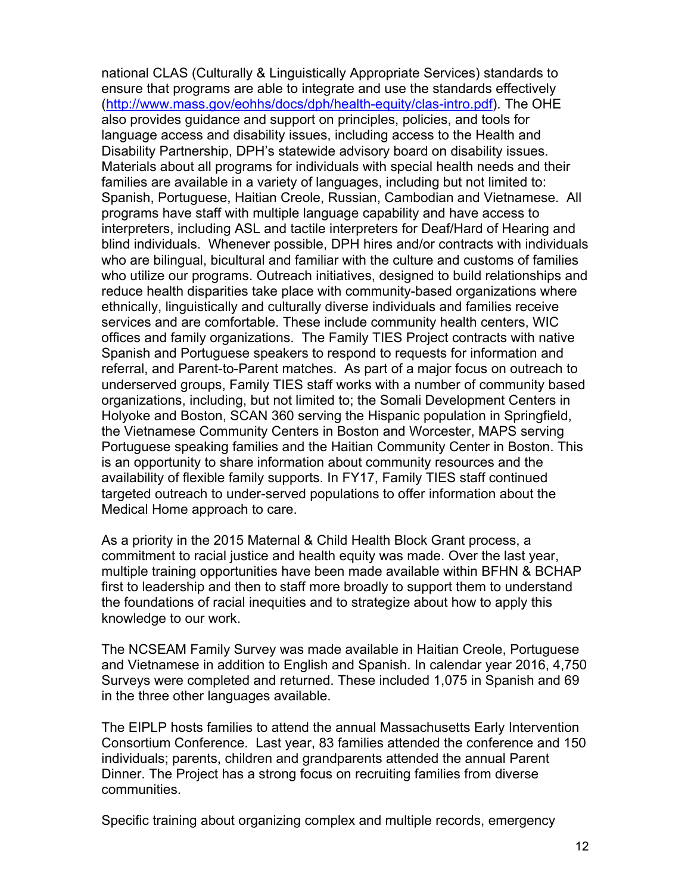national CLAS (Culturally & Linguistically Appropriate Services) standards to ensure that programs are able to integrate and use the standards effectively (http://www.mass.gov/eohhs/docs/dph/health-equity/clas-intro.pdf). The OHE also provides guidance and support on principles, policies, and tools for language access and disability issues, including access to the Health and Disability Partnership, DPH's statewide advisory board on disability issues. Materials about all programs for individuals with special health needs and their families are available in a variety of languages, including but not limited to: Spanish, Portuguese, Haitian Creole, Russian, Cambodian and Vietnamese. All programs have staff with multiple language capability and have access to interpreters, including ASL and tactile interpreters for Deaf/Hard of Hearing and blind individuals. Whenever possible, DPH hires and/or contracts with individuals who are bilingual, bicultural and familiar with the culture and customs of families who utilize our programs. Outreach initiatives, designed to build relationships and reduce health disparities take place with community-based organizations where ethnically, linguistically and culturally diverse individuals and families receive services and are comfortable. These include community health centers, WIC offices and family organizations. The Family TIES Project contracts with native Spanish and Portuguese speakers to respond to requests for information and referral, and Parent-to-Parent matches. As part of a major focus on outreach to underserved groups, Family TIES staff works with a number of community based organizations, including, but not limited to; the Somali Development Centers in Holyoke and Boston, SCAN 360 serving the Hispanic population in Springfield, the Vietnamese Community Centers in Boston and Worcester, MAPS serving Portuguese speaking families and the Haitian Community Center in Boston. This is an opportunity to share information about community resources and the availability of flexible family supports. In FY17, Family TIES staff continued targeted outreach to under-served populations to offer information about the Medical Home approach to care.

As a priority in the 2015 Maternal & Child Health Block Grant process, a commitment to racial justice and health equity was made. Over the last year, multiple training opportunities have been made available within BFHN & BCHAP first to leadership and then to staff more broadly to support them to understand the foundations of racial inequities and to strategize about how to apply this knowledge to our work.

The NCSEAM Family Survey was made available in Haitian Creole, Portuguese and Vietnamese in addition to English and Spanish. In calendar year 2016, 4,750 Surveys were completed and returned. These included 1,075 in Spanish and 69 in the three other languages available.

The EIPLP hosts families to attend the annual Massachusetts Early Intervention Consortium Conference. Last year, 83 families attended the conference and 150 individuals; parents, children and grandparents attended the annual Parent Dinner. The Project has a strong focus on recruiting families from diverse communities.

Specific training about organizing complex and multiple records, emergency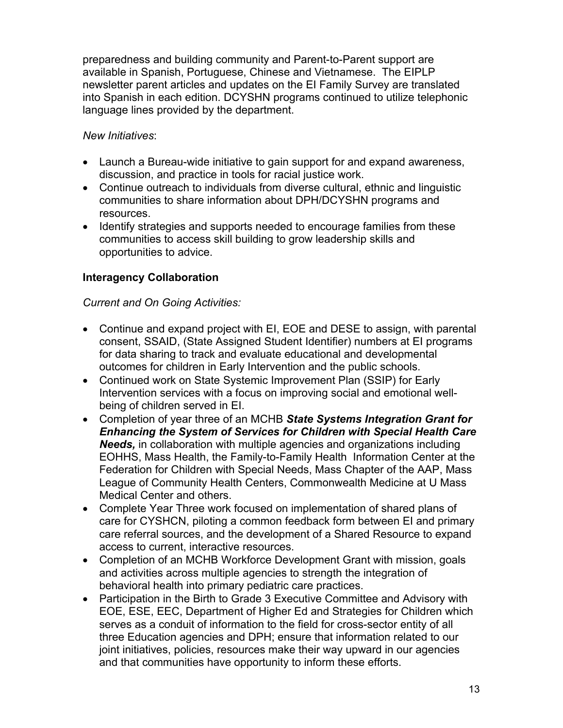preparedness and building community and Parent-to-Parent support are available in Spanish, Portuguese, Chinese and Vietnamese. The EIPLP newsletter parent articles and updates on the EI Family Survey are translated into Spanish in each edition. DCYSHN programs continued to utilize telephonic language lines provided by the department.

*New Initiatives*:

- Launch a Bureau-wide initiative to gain support for and expand awareness, discussion, and practice in tools for racial justice work.
- Continue outreach to individuals from diverse cultural, ethnic and linguistic communities to share information about DPH/DCYSHN programs and resources.
- Identify strategies and supports needed to encourage families from these communities to access skill building to grow leadership skills and opportunities to advice.

**Interagency Collaboration**

*Current and On Going Activities:*

- Continue and expand project with EI, EOE and DESE to assign, with parental consent, SSAID, (State Assigned Student Identifier) numbers at EI programs for data sharing to track and evaluate educational and developmental outcomes for children in Early Intervention and the public schools.
- Continued work on State Systemic Improvement Plan (SSIP) for Early Intervention services with a focus on improving social and emotional well-being of children served in EI.
- Completion of year three of an MCHB ***State Systems Integration Grant for Enhancing the System of Services for Children with Special Health Care Needs,*** in collaboration with multiple agencies and organizations including EOHHS, Mass Health, the Family-to-Family Health Information Center at the Federation for Children with Special Needs, Mass Chapter of the AAP, Mass League of Community Health Centers, Commonwealth Medicine at U Mass Medical Center and others.
- Complete Year Three work focused on implementation of shared plans of care for CYSHCN, piloting a common feedback form between EI and primary care referral sources, and the development of a Shared Resource to expand access to current, interactive resources.
- Completion of an MCHB Workforce Development Grant with mission, goals and activities across multiple agencies to strength the integration of behavioral health into primary pediatric care practices.
- Participation in the Birth to Grade 3 Executive Committee and Advisory with EOE, ESE, EEC, Department of Higher Ed and Strategies for Children which serves as a conduit of information to the field for cross-sector entity of all three Education agencies and DPH; ensure that information related to our joint initiatives, policies, resources make their way upward in our agencies and that communities have opportunity to inform these efforts.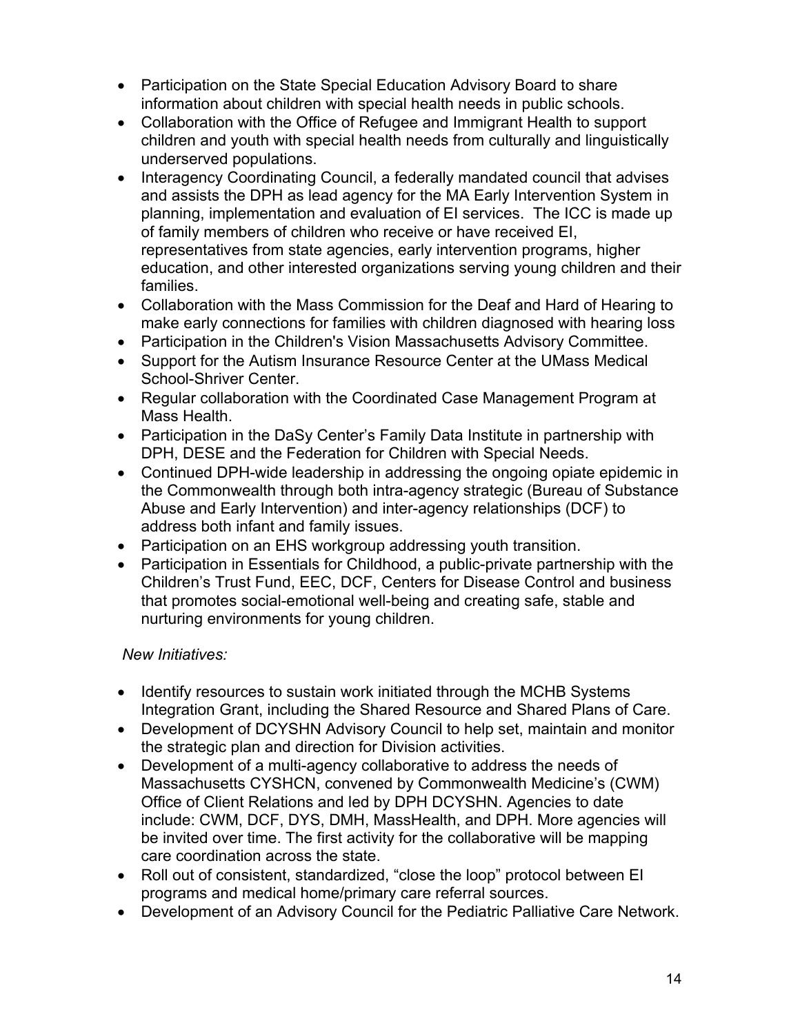- Participation on the State Special Education Advisory Board to share information about children with special health needs in public schools.
- Collaboration with the Office of Refugee and Immigrant Health to support children and youth with special health needs from culturally and linguistically underserved populations.
- Interagency Coordinating Council, a federally mandated council that advises and assists the DPH as lead agency for the MA Early Intervention System in planning, implementation and evaluation of EI services. The ICC is made up of family members of children who receive or have received EI, representatives from state agencies, early intervention programs, higher education, and other interested organizations serving young children and their families.
- Collaboration with the Mass Commission for the Deaf and Hard of Hearing to make early connections for families with children diagnosed with hearing loss
- Participation in the Children's Vision Massachusetts Advisory Committee.
- Support for the Autism Insurance Resource Center at the UMass Medical School-Shriver Center.
- Regular collaboration with the Coordinated Case Management Program at Mass Health.
- Participation in the DaSy Center's Family Data Institute in partnership with DPH, DESE and the Federation for Children with Special Needs.
- Continued DPH-wide leadership in addressing the ongoing opiate epidemic in the Commonwealth through both intra-agency strategic (Bureau of Substance Abuse and Early Intervention) and inter-agency relationships (DCF) to address both infant and family issues.
- Participation on an EHS workgroup addressing youth transition.
- Participation in Essentials for Childhood, a public-private partnership with the Children's Trust Fund, EEC, DCF, Centers for Disease Control and business that promotes social-emotional well-being and creating safe, stable and nurturing environments for young children.

*New Initiatives:*

- Identify resources to sustain work initiated through the MCHB Systems Integration Grant, including the Shared Resource and Shared Plans of Care.
- Development of DCYSHN Advisory Council to help set, maintain and monitor the strategic plan and direction for Division activities.
- Development of a multi-agency collaborative to address the needs of Massachusetts CYSHCN, convened by Commonwealth Medicine's (CWM) Office of Client Relations and led by DPH DCYSHN. Agencies to date include: CWM, DCF, DYS, DMH, MassHealth, and DPH. More agencies will be invited over time. The first activity for the collaborative will be mapping care coordination across the state.
- Roll out of consistent, standardized, "close the loop" protocol between EI programs and medical home/primary care referral sources.
- Development of an Advisory Council for the Pediatric Palliative Care Network.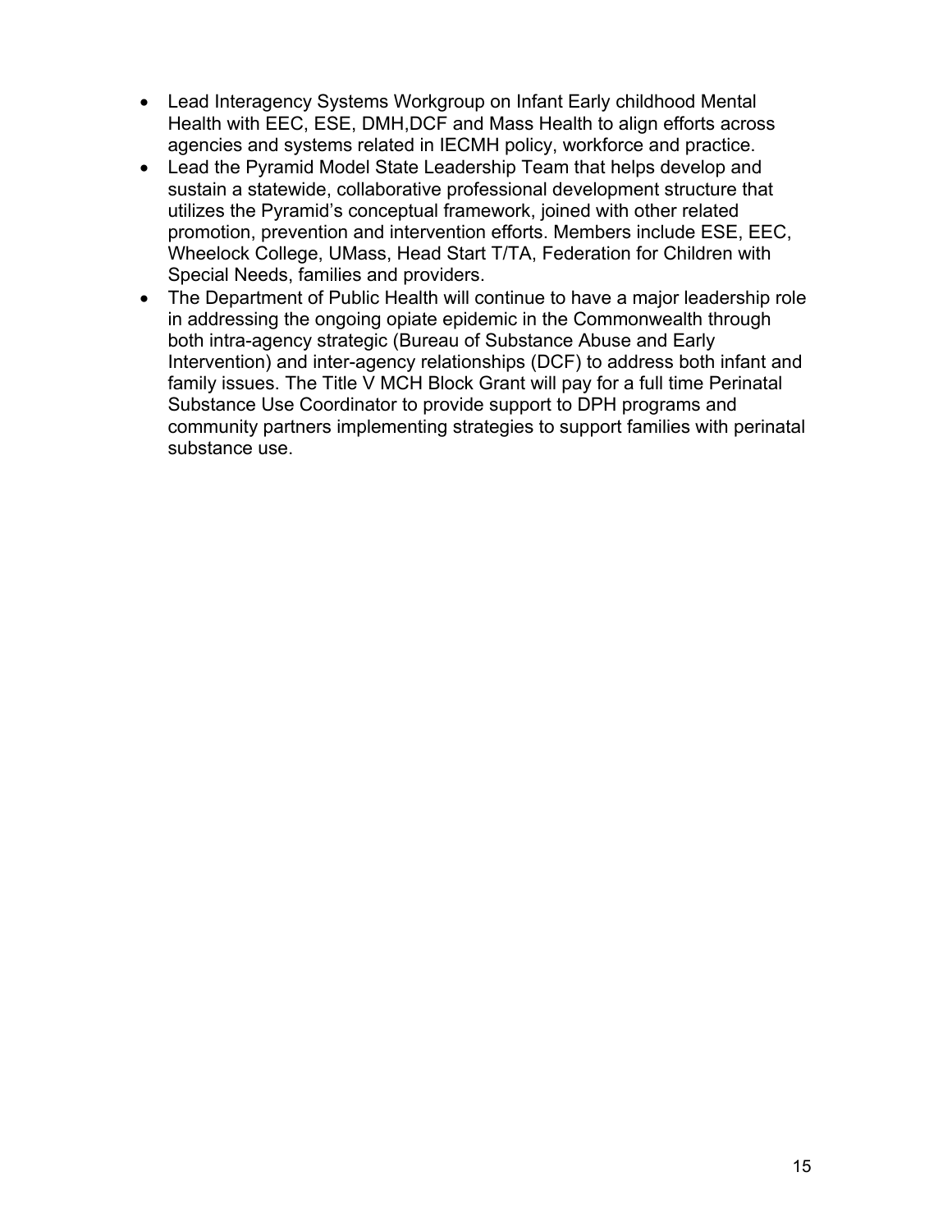- Lead Interagency Systems Workgroup on Infant Early childhood Mental Health with EEC, ESE, DMH,DCF and Mass Health to align efforts across agencies and systems related in IECMH policy, workforce and practice.
- Lead the Pyramid Model State Leadership Team that helps develop and sustain a statewide, collaborative professional development structure that utilizes the Pyramid's conceptual framework, joined with other related promotion, prevention and intervention efforts. Members include ESE, EEC, Wheelock College, UMass, Head Start T/TA, Federation for Children with Special Needs, families and providers.
- The Department of Public Health will continue to have a major leadership role in addressing the ongoing opiate epidemic in the Commonwealth through both intra-agency strategic (Bureau of Substance Abuse and Early Intervention) and inter-agency relationships (DCF) to address both infant and family issues. The Title V MCH Block Grant will pay for a full time Perinatal Substance Use Coordinator to provide support to DPH programs and community partners implementing strategies to support families with perinatal substance use.